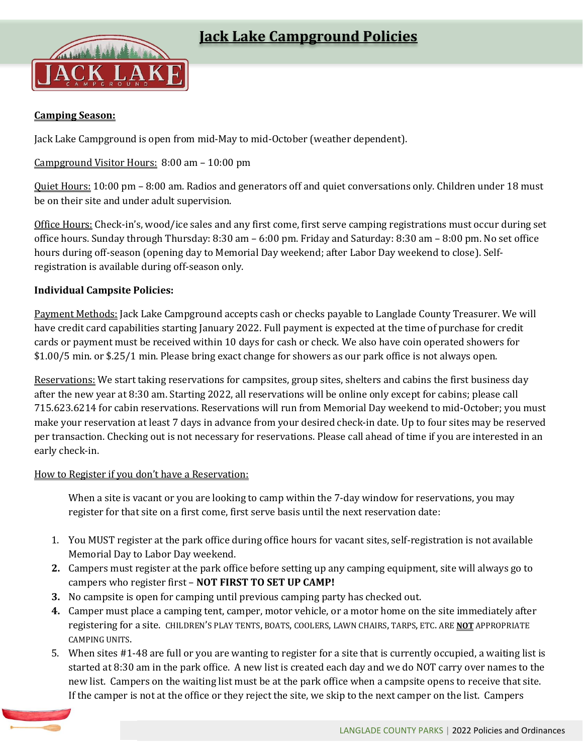# Jack Lake Campground Policies

**Camping Season:**

Jack Lake Campground is open from mid-May to mid-October (weather dependent).

Campground Visitor Hours: 8:00 am – 10:00 pm

Quiet Hours: 10:00 pm – 8:00 am. Radios and generators off and quiet conversations only. Children under 18 must be on their site and under adult supervision.

Office Hours: Check-in's, wood/ice sales and any first come, first serve camping registrations must occur during set office hours. Sunday through Thursday: 8:30 am – 6:00 pm. Friday and Saturday: 8:30 am – 8:00 pm. No set office hours during off-season (opening day to Memorial Day weekend; after Labor Day weekend to close). Self-registration is available during off-season only.

**Individual Campsite Policies:**

Payment Methods: Jack Lake Campground accepts cash or checks payable to Langlade County Treasurer. We will have credit card capabilities starting January 2022. Full payment is expected at the time of purchase for credit cards or payment must be received within 10 days for cash or check. We also have coin operated showers for $1.00/5 min. or $.25/1 min. Please bring exact change for showers as our park office is not always open.

Reservations: We start taking reservations for campsites, group sites, shelters and cabins the first business day after the new year at 8:30 am. Starting 2022, all reservations will be online only except for cabins; please call 715.623.6214 for cabin reservations. Reservations will run from Memorial Day weekend to mid-October; you must make your reservation at least 7 days in advance from your desired check-in date. Up to four sites may be reserved per transaction. Checking out is not necessary for reservations. Please call ahead of time if you are interested in an early check-in.

How to Register if you don't have a Reservation:

When a site is vacant or you are looking to camp within the 7-day window for reservations, you may register for that site on a first come, first serve basis until the next reservation date:

1. You MUST register at the park office during office hours for vacant sites, self-registration is not available Memorial Day to Labor Day weekend.
2. Campers must register at the park office before setting up any camping equipment, site will always go to campers who register first – **NOT FIRST TO SET UP CAMP!**
3. No campsite is open for camping until previous camping party has checked out.
4. Camper must place a camping tent, camper, motor vehicle, or a motor home on the site immediately after registering for a site. CHILDREN'S PLAY TENTS, BOATS, COOLERS, LAWN CHAIRS, TARPS, ETC. ARE **NOT** APPROPRIATE CAMPING UNITS.
5. When sites #1-48 are full or you are wanting to register for a site that is currently occupied, a waiting list is started at 8:30 am in the park office. A new list is created each day and we do NOT carry over names to the new list. Campers on the waiting list must be at the park office when a campsite opens to receive that site. If the camper is not at the office or they reject the site, we skip to the next camper on the list. Campers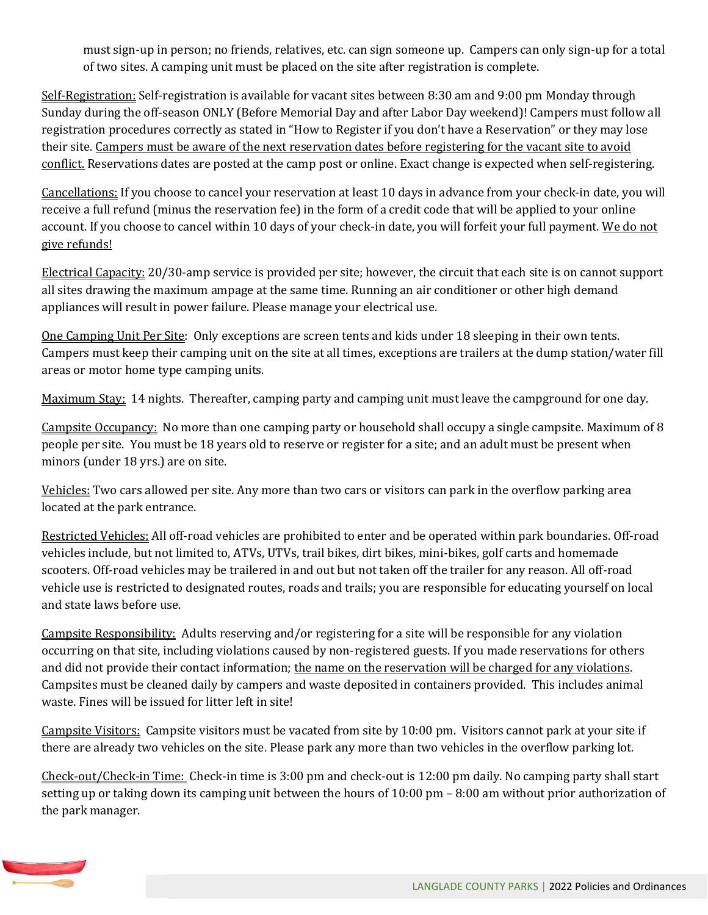must sign-up in person; no friends, relatives, etc. can sign someone up. Campers can only sign-up for a total of two sites. A camping unit must be placed on the site after registration is complete.

<u>Self-Registration:</u> Self-registration is available for vacant sites between 8:30 am and 9:00 pm Monday through Sunday during the off-season ONLY (Before Memorial Day and after Labor Day weekend)! Campers must follow all registration procedures correctly as stated in "How to Register if you don't have a Reservation" or they may lose their site. <u>Campers must be aware of the next reservation dates before registering for the vacant site to avoid conflict.</u> Reservations dates are posted at the camp post or online. Exact change is expected when self-registering.

<u>Cancellations:</u> If you choose to cancel your reservation at least 10 days in advance from your check-in date, you will receive a full refund (minus the reservation fee) in the form of a credit code that will be applied to your online account. If you choose to cancel within 10 days of your check-in date, you will forfeit your full payment. <u>We do not give refunds!</u>

<u>Electrical Capacity:</u> 20/30-amp service is provided per site; however, the circuit that each site is on cannot support all sites drawing the maximum ampage at the same time. Running an air conditioner or other high demand appliances will result in power failure. Please manage your electrical use.

<u>One Camping Unit Per Site</u>: Only exceptions are screen tents and kids under 18 sleeping in their own tents. Campers must keep their camping unit on the site at all times, exceptions are trailers at the dump station/water fill areas or motor home type camping units.

<u>Maximum Stay:</u> 14 nights. Thereafter, camping party and camping unit must leave the campground for one day.

<u>Campsite Occupancy:</u> No more than one camping party or household shall occupy a single campsite. Maximum of 8 people per site. You must be 18 years old to reserve or register for a site; and an adult must be present when minors (under 18 yrs.) are on site.

<u>Vehicles:</u> Two cars allowed per site. Any more than two cars or visitors can park in the overflow parking area located at the park entrance.

<u>Restricted Vehicles:</u> All off-road vehicles are prohibited to enter and be operated within park boundaries. Off-road vehicles include, but not limited to, ATVs, UTVs, trail bikes, dirt bikes, mini-bikes, golf carts and homemade scooters. Off-road vehicles may be trailered in and out but not taken off the trailer for any reason. All off-road vehicle use is restricted to designated routes, roads and trails; you are responsible for educating yourself on local and state laws before use.

<u>Campsite Responsibility:</u> Adults reserving and/or registering for a site will be responsible for any violation occurring on that site, including violations caused by non-registered guests. If you made reservations for others and did not provide their contact information; <u>the name on the reservation will be charged for any violations</u>. Campsites must be cleaned daily by campers and waste deposited in containers provided. This includes animal waste. Fines will be issued for litter left in site!

<u>Campsite Visitors:</u> Campsite visitors must be vacated from site by 10:00 pm. Visitors cannot park at your site if there are already two vehicles on the site. Please park any more than two vehicles in the overflow parking lot.

<u>Check-out/Check-in Time:</u> Check-in time is 3:00 pm and check-out is 12:00 pm daily. No camping party shall start setting up or taking down its camping unit between the hours of 10:00 pm – 8:00 am without prior authorization of the park manager.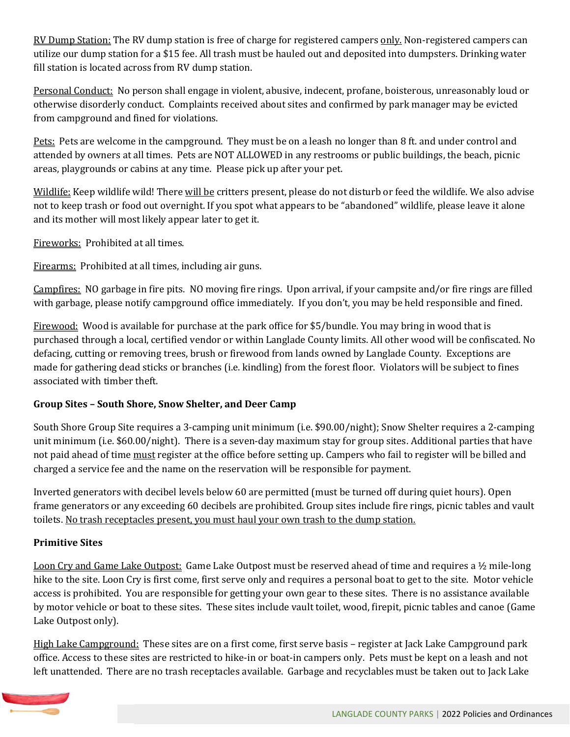<u>RV Dump Station:</u> The RV dump station is free of charge for registered campers <u>only.</u> Non-registered campers can utilize our dump station for a $15 fee. All trash must be hauled out and deposited into dumpsters. Drinking water fill station is located across from RV dump station.

<u>Personal Conduct:</u> No person shall engage in violent, abusive, indecent, profane, boisterous, unreasonably loud or otherwise disorderly conduct. Complaints received about sites and confirmed by park manager may be evicted from campground and fined for violations.

<u>Pets:</u> Pets are welcome in the campground. They must be on a leash no longer than 8 ft. and under control and attended by owners at all times. Pets are NOT ALLOWED in any restrooms or public buildings, the beach, picnic areas, playgrounds or cabins at any time. Please pick up after your pet.

<u>Wildlife:</u> Keep wildlife wild! There <u>will be</u> critters present, please do not disturb or feed the wildlife. We also advise not to keep trash or food out overnight. If you spot what appears to be "abandoned" wildlife, please leave it alone and its mother will most likely appear later to get it.

<u>Fireworks:</u> Prohibited at all times.

<u>Firearms:</u> Prohibited at all times, including air guns.

<u>Campfires:</u> NO garbage in fire pits. NO moving fire rings. Upon arrival, if your campsite and/or fire rings are filled with garbage, please notify campground office immediately. If you don't, you may be held responsible and fined.

<u>Firewood:</u> Wood is available for purchase at the park office for $5/bundle. You may bring in wood that is purchased through a local, certified vendor or within Langlade County limits. All other wood will be confiscated. No defacing, cutting or removing trees, brush or firewood from lands owned by Langlade County. Exceptions are made for gathering dead sticks or branches (i.e. kindling) from the forest floor. Violators will be subject to fines associated with timber theft.

**Group Sites – South Shore, Snow Shelter, and Deer Camp**

South Shore Group Site requires a 3-camping unit minimum (i.e. $90.00/night); Snow Shelter requires a 2-camping unit minimum (i.e. $60.00/night). There is a seven-day maximum stay for group sites. Additional parties that have not paid ahead of time <u>must</u> register at the office before setting up. Campers who fail to register will be billed and charged a service fee and the name on the reservation will be responsible for payment.

Inverted generators with decibel levels below 60 are permitted (must be turned off during quiet hours). Open frame generators or any exceeding 60 decibels are prohibited. Group sites include fire rings, picnic tables and vault toilets. <u>No trash receptacles present, you must haul your own trash to the dump station.</u>

**Primitive Sites**

<u>Loon Cry and Game Lake Outpost:</u> Game Lake Outpost must be reserved ahead of time and requires a ½ mile-long hike to the site. Loon Cry is first come, first serve only and requires a personal boat to get to the site. Motor vehicle access is prohibited. You are responsible for getting your own gear to these sites. There is no assistance available by motor vehicle or boat to these sites. These sites include vault toilet, wood, firepit, picnic tables and canoe (Game Lake Outpost only).

<u>High Lake Campground:</u> These sites are on a first come, first serve basis – register at Jack Lake Campground park office. Access to these sites are restricted to hike-in or boat-in campers only. Pets must be kept on a leash and not left unattended. There are no trash receptacles available. Garbage and recyclables must be taken out to Jack Lake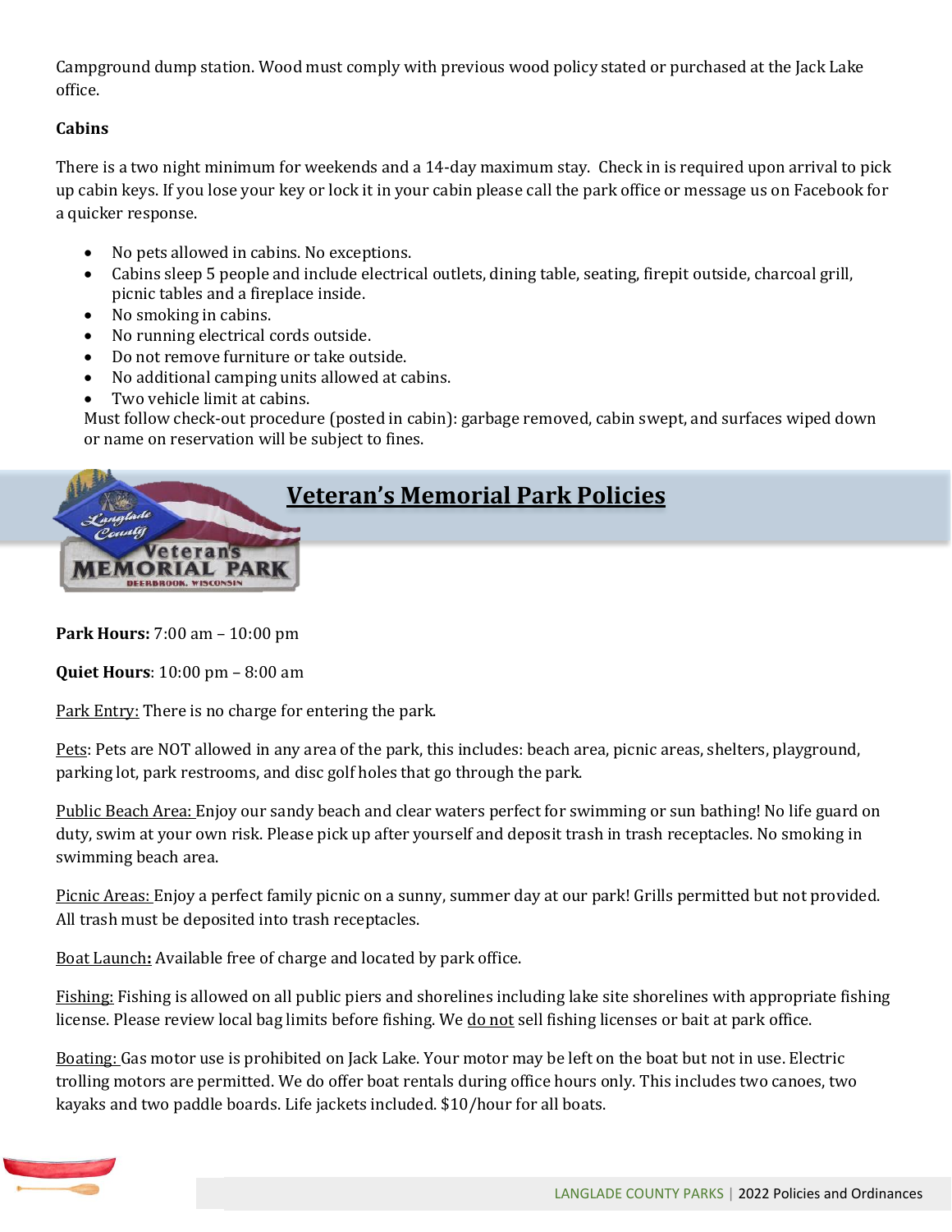Campground dump station. Wood must comply with previous wood policy stated or purchased at the Jack Lake office.

**Cabins**

There is a two night minimum for weekends and a 14-day maximum stay. Check in is required upon arrival to pick up cabin keys. If you lose your key or lock it in your cabin please call the park office or message us on Facebook for a quicker response.

- No pets allowed in cabins. No exceptions.
- Cabins sleep 5 people and include electrical outlets, dining table, seating, firepit outside, charcoal grill, picnic tables and a fireplace inside.
- No smoking in cabins.
- No running electrical cords outside.
- Do not remove furniture or take outside.
- No additional camping units allowed at cabins.
- Two vehicle limit at cabins.

Must follow check-out procedure (posted in cabin): garbage removed, cabin swept, and surfaces wiped down or name on reservation will be subject to fines.

## Veteran's Memorial Park Policies

**Park Hours:** 7:00 am – 10:00 pm

**Quiet Hours**: 10:00 pm – 8:00 am

Park Entry: There is no charge for entering the park.

Pets: Pets are NOT allowed in any area of the park, this includes: beach area, picnic areas, shelters, playground, parking lot, park restrooms, and disc golf holes that go through the park.

Public Beach Area: Enjoy our sandy beach and clear waters perfect for swimming or sun bathing! No life guard on duty, swim at your own risk. Please pick up after yourself and deposit trash in trash receptacles. No smoking in swimming beach area.

Picnic Areas: Enjoy a perfect family picnic on a sunny, summer day at our park! Grills permitted but not provided. All trash must be deposited into trash receptacles.

Boat Launch**:** Available free of charge and located by park office.

Fishing: Fishing is allowed on all public piers and shorelines including lake site shorelines with appropriate fishing license. Please review local bag limits before fishing. We do not sell fishing licenses or bait at park office.

Boating: Gas motor use is prohibited on Jack Lake. Your motor may be left on the boat but not in use. Electric trolling motors are permitted. We do offer boat rentals during office hours only. This includes two canoes, two kayaks and two paddle boards. Life jackets included. $10/hour for all boats.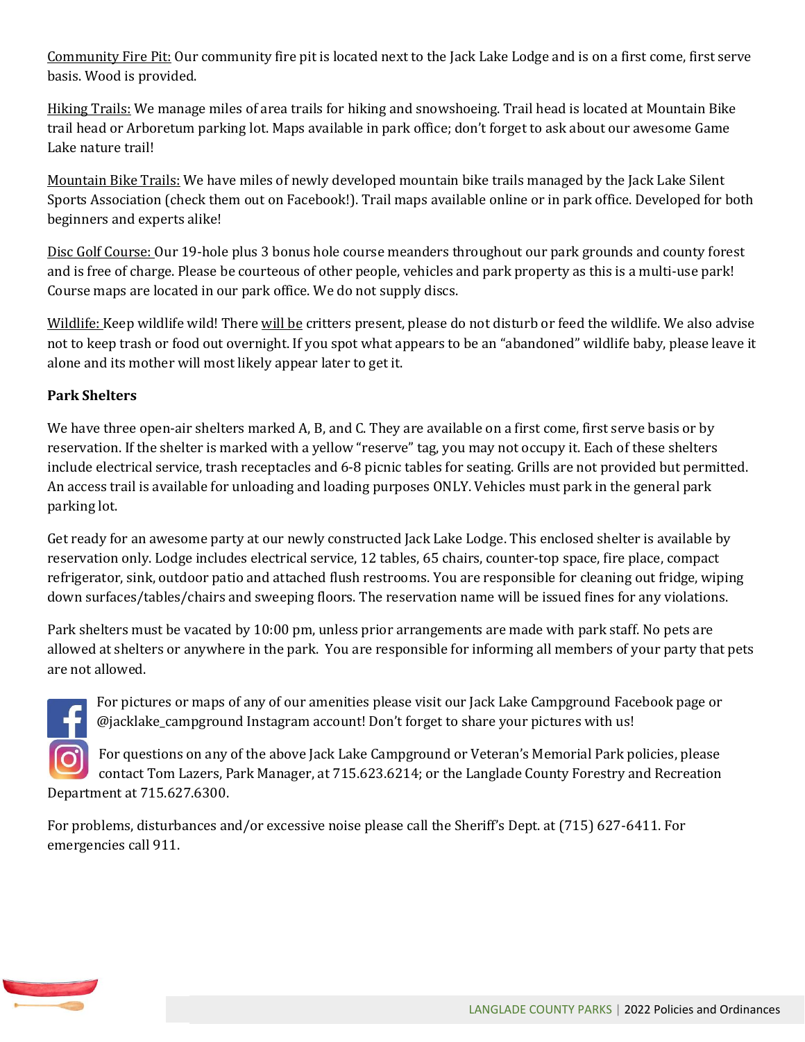Community Fire Pit: Our community fire pit is located next to the Jack Lake Lodge and is on a first come, first serve basis. Wood is provided.

Hiking Trails: We manage miles of area trails for hiking and snowshoeing. Trail head is located at Mountain Bike trail head or Arboretum parking lot. Maps available in park office; don't forget to ask about our awesome Game Lake nature trail!

Mountain Bike Trails: We have miles of newly developed mountain bike trails managed by the Jack Lake Silent Sports Association (check them out on Facebook!). Trail maps available online or in park office. Developed for both beginners and experts alike!

Disc Golf Course: Our 19-hole plus 3 bonus hole course meanders throughout our park grounds and county forest and is free of charge. Please be courteous of other people, vehicles and park property as this is a multi-use park! Course maps are located in our park office. We do not supply discs.

Wildlife: Keep wildlife wild! There will be critters present, please do not disturb or feed the wildlife. We also advise not to keep trash or food out overnight. If you spot what appears to be an "abandoned" wildlife baby, please leave it alone and its mother will most likely appear later to get it.

**Park Shelters**

We have three open-air shelters marked A, B, and C. They are available on a first come, first serve basis or by reservation. If the shelter is marked with a yellow "reserve" tag, you may not occupy it. Each of these shelters include electrical service, trash receptacles and 6-8 picnic tables for seating. Grills are not provided but permitted. An access trail is available for unloading and loading purposes ONLY. Vehicles must park in the general park parking lot.

Get ready for an awesome party at our newly constructed Jack Lake Lodge. This enclosed shelter is available by reservation only. Lodge includes electrical service, 12 tables, 65 chairs, counter-top space, fire place, compact refrigerator, sink, outdoor patio and attached flush restrooms. You are responsible for cleaning out fridge, wiping down surfaces/tables/chairs and sweeping floors. The reservation name will be issued fines for any violations.

Park shelters must be vacated by 10:00 pm, unless prior arrangements are made with park staff. No pets are allowed at shelters or anywhere in the park. You are responsible for informing all members of your party that pets are not allowed.

For pictures or maps of any of our amenities please visit our Jack Lake Campground Facebook page or @jacklake_campground Instagram account! Don't forget to share your pictures with us!

For questions on any of the above Jack Lake Campground or Veteran's Memorial Park policies, please contact Tom Lazers, Park Manager, at 715.623.6214; or the Langlade County Forestry and Recreation Department at 715.627.6300.

For problems, disturbances and/or excessive noise please call the Sheriff's Dept. at (715) 627-6411. For emergencies call 911.